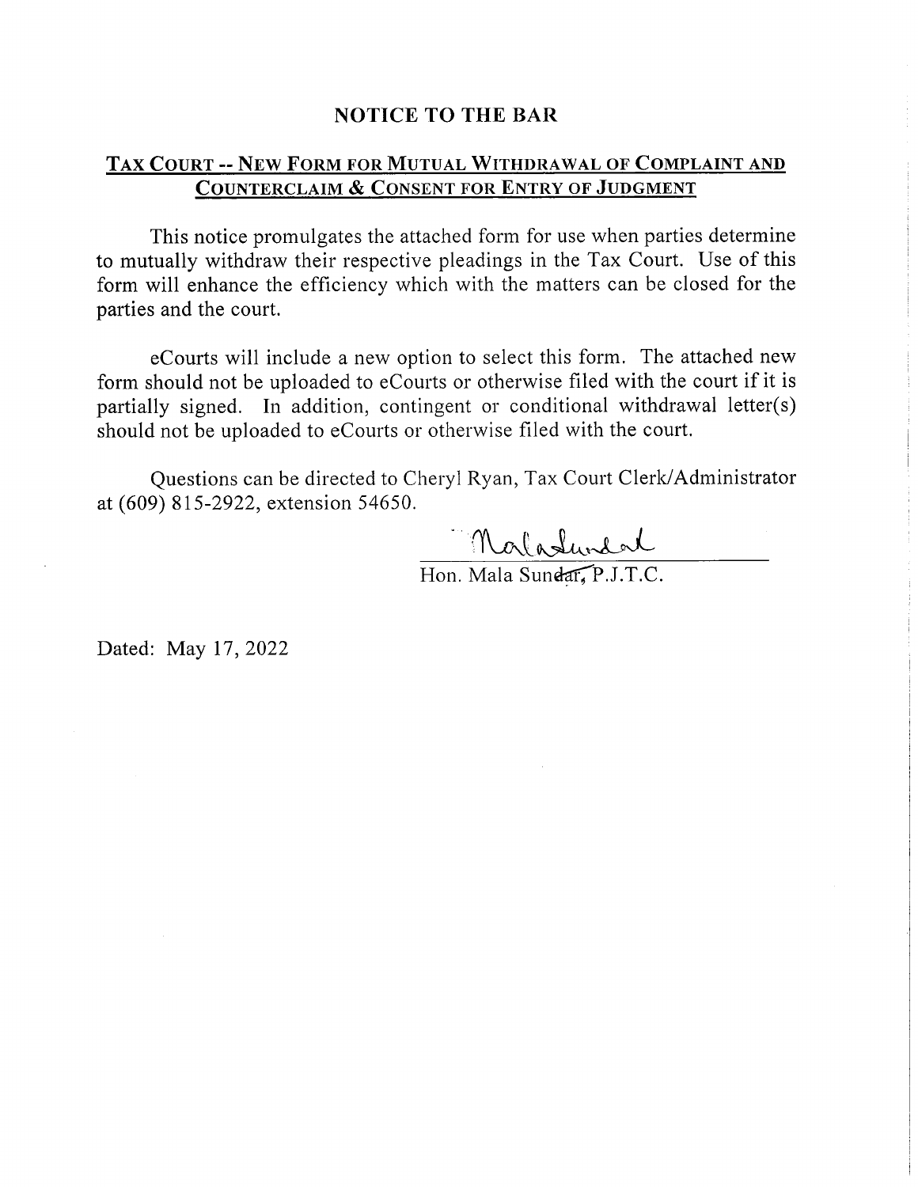## NOTICE TO THE BAR

## TAX COURT -- NEW FORM FOR MUTUAL WITHDRAWAL OF COMPLAINT AND COUNTERCLAIM & CONSENT FOR ENTRY OF JUDGMENT

This notice promulgates the attached form for use when parties determine to mutually withdraw their respective pleadings in the Tax Court. Use of this form will enhance the efficiency which with the matters can be closed for the parties and the court.

eCourts will include a new option to select this form. The attached new form should not be uploaded to eCourts or otherwise filed with the court if it is partially signed. In addition, contingent or conditional withdrawal letter(s) should not be uploaded to eCourts or otherwise filed with the court.

Questions can be directed to Cheryl Ryan, Tax Court Clerk/Administrator at (609) 815-2922, extension 54650.

Mala Sundar

Hon. Mala Sundar, P.J.T.C.

Dated: May 17, 2022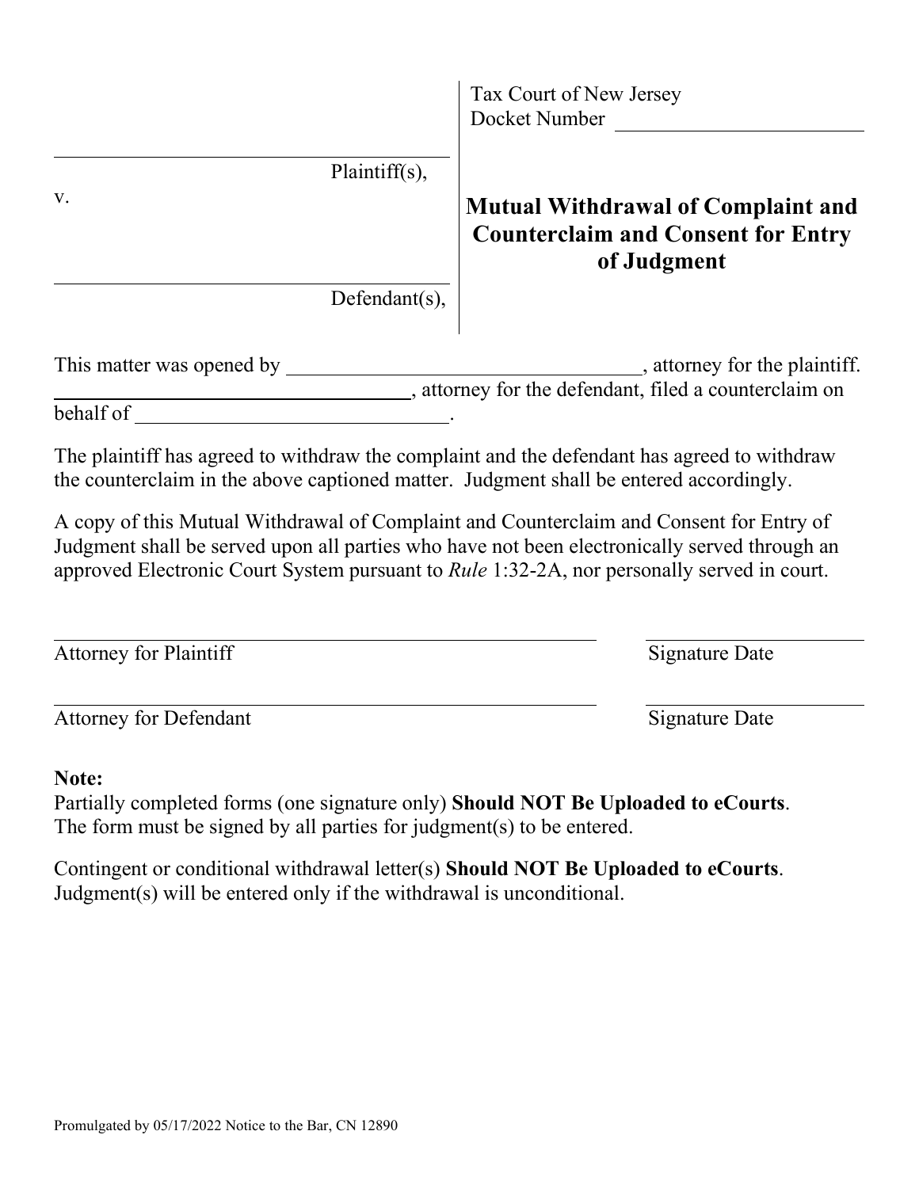Tax Court of New Jersey
Docket Number ____________________

____________________
Plaintiff(s),

v.

____________________
Defendant(s),

# Mutual Withdrawal of Complaint and Counterclaim and Consent for Entry of Judgment

This matter was opened by ______________________________, attorney for the plaintiff. ______________________________, attorney for the defendant, filed a counterclaim on behalf of ____________________________.

The plaintiff has agreed to withdraw the complaint and the defendant has agreed to withdraw the counterclaim in the above captioned matter. Judgment shall be entered accordingly.

A copy of this Mutual Withdrawal of Complaint and Counterclaim and Consent for Entry of Judgment shall be served upon all parties who have not been electronically served through an approved Electronic Court System pursuant to *Rule* 1:32-2A, nor personally served in court.

______________________________ ____________________
Attorney for Plaintiff Signature Date

______________________________ ____________________
Attorney for Defendant Signature Date

**Note:**
Partially completed forms (one signature only) **Should NOT Be Uploaded to eCourts**. The form must be signed by all parties for judgment(s) to be entered.

Contingent or conditional withdrawal letter(s) **Should NOT Be Uploaded to eCourts**. Judgment(s) will be entered only if the withdrawal is unconditional.

Promulgated by 05/17/2022 Notice to the Bar, CN 12890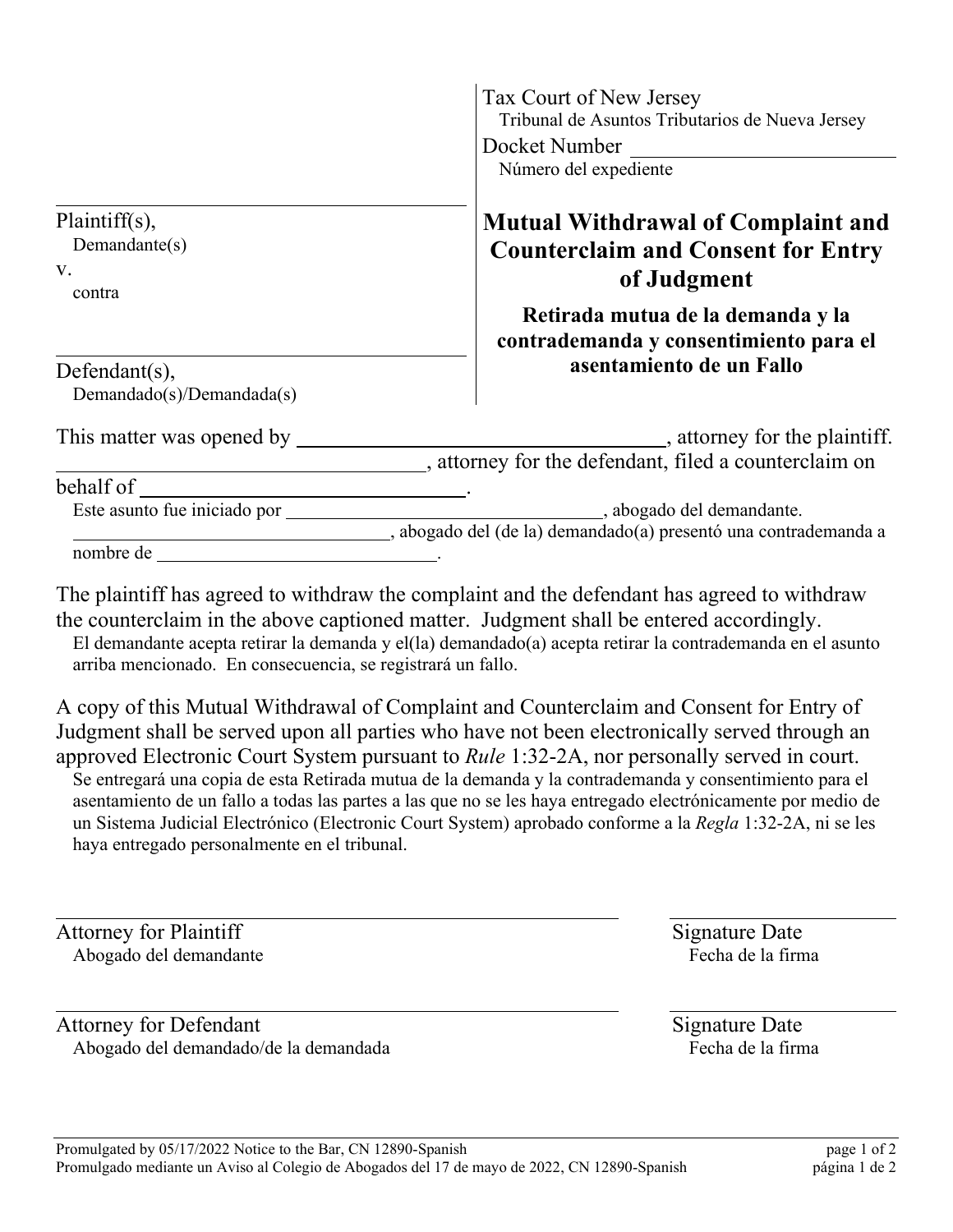Tax Court of New Jersey
Tribunal de Asuntos Tributarios de Nueva Jersey

Docket Number ______________________
Número del expediente

______________________________
Plaintiff(s),
Demandante(s)

v.
contra

______________________________
Defendant(s),
Demandado(s)/Demandada(s)

# Mutual Withdrawal of Complaint and Counterclaim and Consent for Entry of Judgment

## Retirada mutua de la demanda y la contrademanda y consentimiento para el asentamiento de un Fallo

This matter was opened by ______________________________, attorney for the plaintiff. ______________________________, attorney for the defendant, filed a counterclaim on behalf of ______________________________.

Este asunto fue iniciado por ______________________________, abogado del demandante. ______________________________, abogado del (de la) demandado(a) presentó una contrademanda a nombre de ______________________________.

The plaintiff has agreed to withdraw the complaint and the defendant has agreed to withdraw the counterclaim in the above captioned matter. Judgment shall be entered accordingly.

El demandante acepta retirar la demanda y el(la) demandado(a) acepta retirar la contrademanda en el asunto arriba mencionado. En consecuencia, se registrará un fallo.

A copy of this Mutual Withdrawal of Complaint and Counterclaim and Consent for Entry of Judgment shall be served upon all parties who have not been electronically served through an approved Electronic Court System pursuant to *Rule* 1:32-2A, nor personally served in court.

Se entregará una copia de esta Retirada mutua de la demanda y la contrademanda y consentimiento para el asentamiento de un fallo a todas las partes a las que no se les haya entregado electrónicamente por medio de un Sistema Judicial Electrónico (Electronic Court System) aprobado conforme a la *Regla* 1:32-2A, ni se les haya entregado personalmente en el tribunal.

______________________________ ______________________
Attorney for Plaintiff Signature Date
Abogado del demandante Fecha de la firma

______________________________ ______________________
Attorney for Defendant Signature Date
Abogado del demandado/de la demandada Fecha de la firma

Promulgated by 05/17/2022 Notice to the Bar, CN 12890-Spanish
Promulgado mediante un Aviso al Colegio de Abogados del 17 de mayo de 2022, CN 12890-Spanish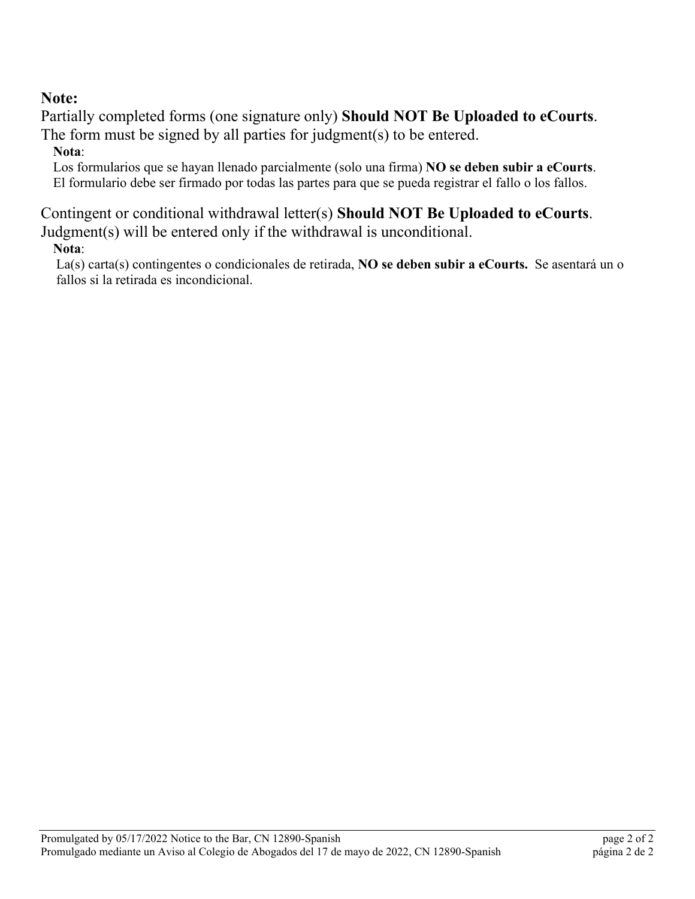**Note:**

Partially completed forms (one signature only) **Should NOT Be Uploaded to eCourts**.
The form must be signed by all parties for judgment(s) to be entered.

**Nota**:
Los formularios que se hayan llenado parcialmente (solo una firma) **NO se deben subir a eCourts**.
El formulario debe ser firmado por todas las partes para que se pueda registrar el fallo o los fallos.

Contingent or conditional withdrawal letter(s) **Should NOT Be Uploaded to eCourts**.
Judgment(s) will be entered only if the withdrawal is unconditional.

**Nota**:
La(s) carta(s) contingentes o condicionales de retirada, **NO se deben subir a eCourts.** Se asentará un o fallos si la retirada es incondicional.